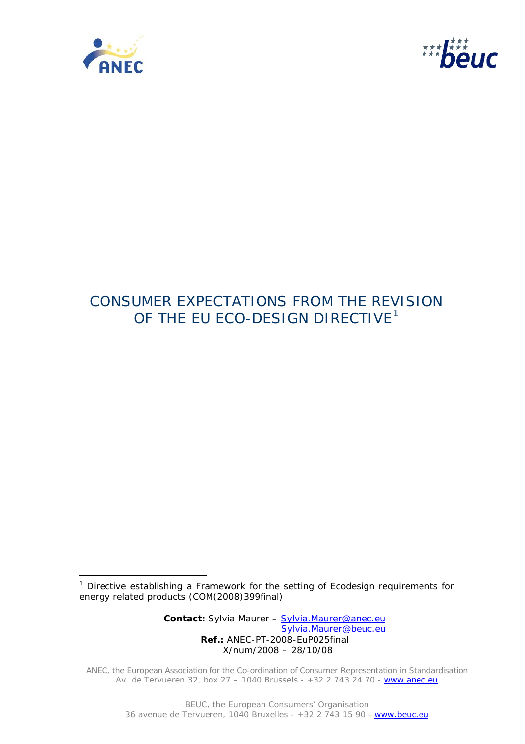# CONSUMER EXPECTATIONS FROM THE REVISION OF THE EU ECO-DESIGN DIRECTIVE[1]

[1] Directive establishing a Framework for the setting of Ecodesign requirements for energy related products (COM(2008)399final)

**Contact:** Sylvia Maurer – Sylvia.Maurer@anec.eu
Sylvia.Maurer@beuc.eu
**Ref.:** ANEC-PT-2008-EuP025final
X/num/2008 – 28/10/08

ANEC, the European Association for the Co-ordination of Consumer Representation in Standardisation
Av. de Tervueren 32, box 27 – 1040 Brussels - +32 2 743 24 70 - www.anec.eu

BEUC, the European Consumers' Organisation
36 avenue de Tervueren, 1040 Bruxelles - +32 2 743 15 90 - www.beuc.eu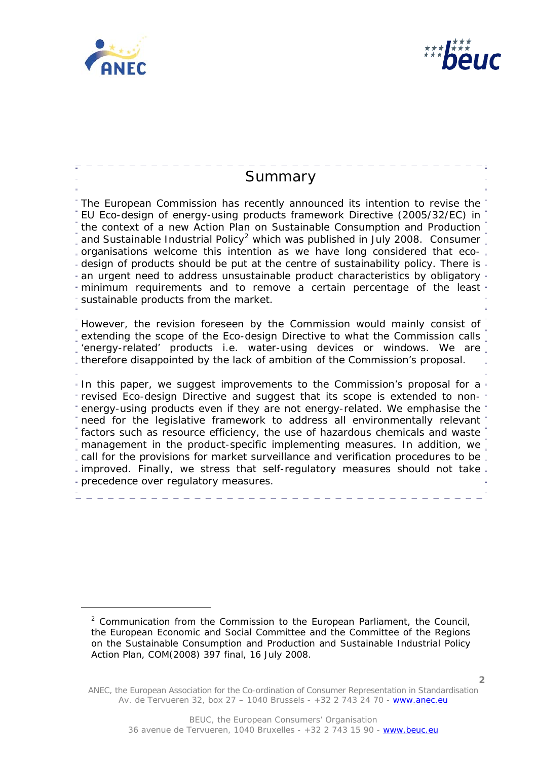## Summary

The European Commission has recently announced its intention to revise the EU Eco-design of energy-using products framework Directive (2005/32/EC) in the context of a new Action Plan on Sustainable Consumption and Production and Sustainable Industrial Policy[2] which was published in July 2008. Consumer organisations welcome this intention as we have long considered that eco-design of products should be put at the centre of sustainability policy. There is an urgent need to address unsustainable product characteristics by obligatory minimum requirements and to remove a certain percentage of the least sustainable products from the market.

However, the revision foreseen by the Commission would mainly consist of extending the scope of the Eco-design Directive to what the Commission calls 'energy-related' products i.e. water-using devices or windows. We are therefore disappointed by the lack of ambition of the Commission's proposal.

In this paper, we suggest improvements to the Commission's proposal for a revised Eco-design Directive and suggest that its scope is extended to non-energy-using products even if they are not energy-related. We emphasise the need for the legislative framework to address all environmentally relevant factors such as resource efficiency, the use of hazardous chemicals and waste management in the product-specific implementing measures. In addition, we call for the provisions for market surveillance and verification procedures to be improved. Finally, we stress that self-regulatory measures should not take precedence over regulatory measures.

[2] Communication from the Commission to the European Parliament, the Council, the European Economic and Social Committee and the Committee of the Regions on the Sustainable Consumption and Production and Sustainable Industrial Policy Action Plan, COM(2008) 397 final, 16 July 2008.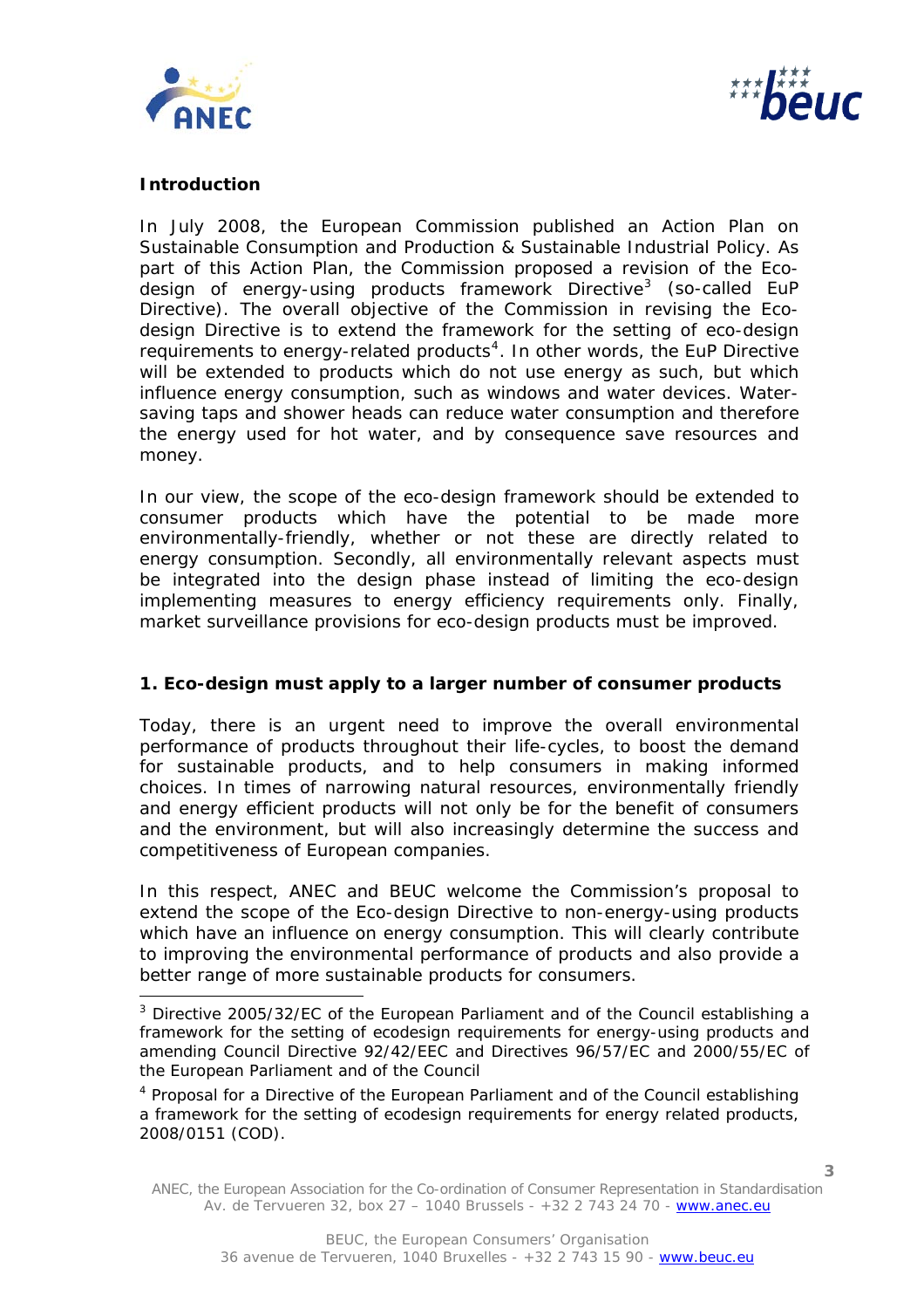**Introduction**

In July 2008, the European Commission published an Action Plan on Sustainable Consumption and Production & Sustainable Industrial Policy. As part of this Action Plan, the Commission proposed a revision of the Eco-design of energy-using products framework Directive[3] (so-called EuP Directive). The overall objective of the Commission in revising the Eco-design Directive is to extend the framework for the setting of eco-design requirements to energy-related products[4]. In other words, the EuP Directive will be extended to products which do not use energy as such, but which influence energy consumption, such as windows and water devices. Water-saving taps and shower heads can reduce water consumption and therefore the energy used for hot water, and by consequence save resources and money.

In our view, the scope of the eco-design framework should be extended to consumer products which have the potential to be made more environmentally-friendly, whether or not these are directly related to energy consumption. Secondly, all environmentally relevant aspects must be integrated into the design phase instead of limiting the eco-design implementing measures to energy efficiency requirements only. Finally, market surveillance provisions for eco-design products must be improved.

**1. Eco-design must apply to a larger number of consumer products**

Today, there is an urgent need to improve the overall environmental performance of products throughout their life-cycles, to boost the demand for sustainable products, and to help consumers in making informed choices. In times of narrowing natural resources, environmentally friendly and energy efficient products will not only be for the benefit of consumers and the environment, but will also increasingly determine the success and competitiveness of European companies.

In this respect, ANEC and BEUC welcome the Commission's proposal to extend the scope of the Eco-design Directive to non-energy-using products which have an influence on energy consumption. This will clearly contribute to improving the environmental performance of products and also provide a better range of more sustainable products for consumers.

---

[3] Directive 2005/32/EC of the European Parliament and of the Council establishing a framework for the setting of ecodesign requirements for energy-using products and amending Council Directive 92/42/EEC and Directives 96/57/EC and 2000/55/EC of the European Parliament and of the Council

[4] Proposal for a Directive of the European Parliament and of the Council establishing a framework for the setting of ecodesign requirements for energy related products, 2008/0151 (COD).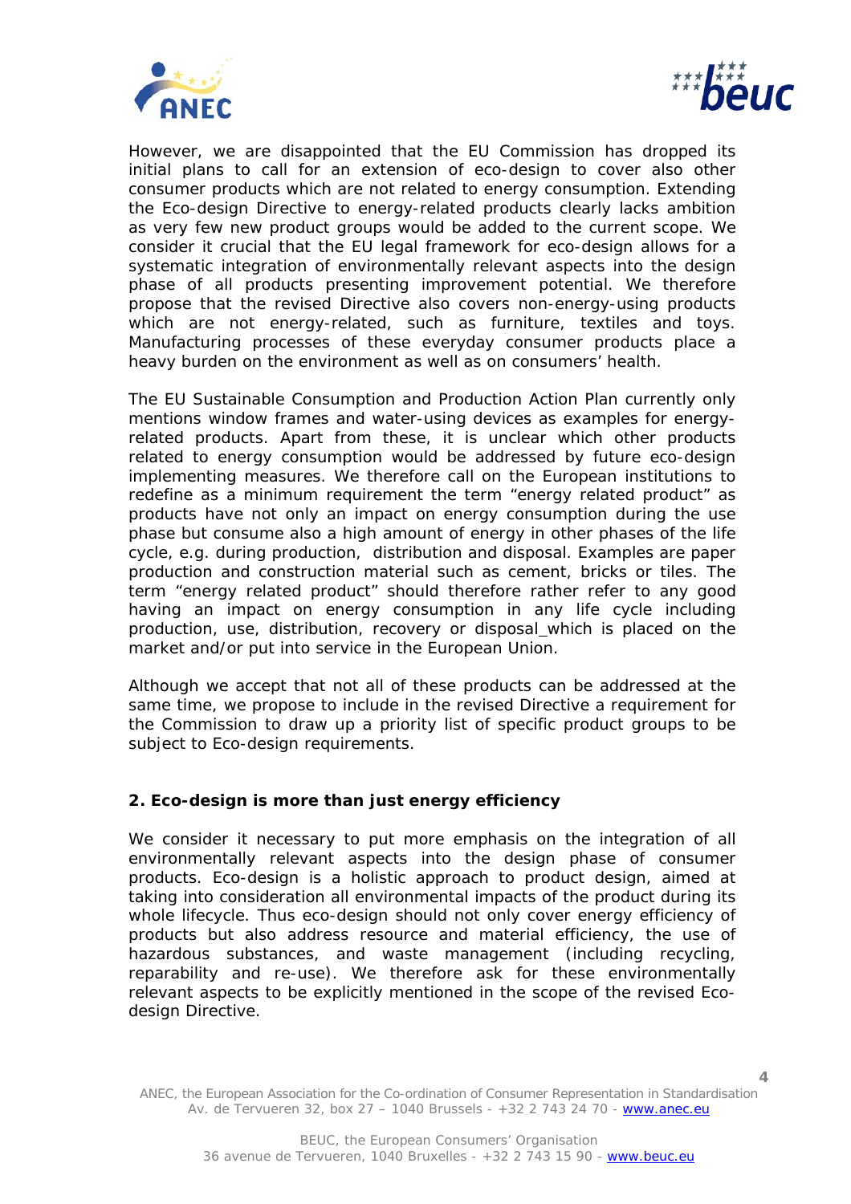However, we are disappointed that the EU Commission has dropped its initial plans to call for an extension of eco-design to cover also other consumer products which are not related to energy consumption. Extending the Eco-design Directive to energy-related products clearly lacks ambition as very few new product groups would be added to the current scope. We consider it crucial that the EU legal framework for eco-design allows for a systematic integration of environmentally relevant aspects into the design phase of all products presenting improvement potential. We therefore propose that the revised Directive also covers non-energy-using products which are not energy-related, such as furniture, textiles and toys. Manufacturing processes of these everyday consumer products place a heavy burden on the environment as well as on consumers' health.

The EU Sustainable Consumption and Production Action Plan currently only mentions window frames and water-using devices as examples for energy-related products. Apart from these, it is unclear which other products related to energy consumption would be addressed by future eco-design implementing measures. We therefore call on the European institutions to redefine as a minimum requirement the term "energy related product" as products have not only an impact on energy consumption during the use phase but consume also a high amount of energy in other phases of the life cycle, e.g. during production, distribution and disposal. Examples are paper production and construction material such as cement, bricks or tiles. The term "energy related product" should therefore rather refer to any good having an impact on energy consumption in any life cycle including production, use, distribution, recovery or disposal which is placed on the market and/or put into service in the European Union.

Although we accept that not all of these products can be addressed at the same time, we propose to include in the revised Directive a requirement for the Commission to draw up a priority list of specific product groups to be subject to Eco-design requirements.

## 2. Eco-design is more than just energy efficiency

We consider it necessary to put more emphasis on the integration of all environmentally relevant aspects into the design phase of consumer products. Eco-design is a holistic approach to product design, aimed at taking into consideration all environmental impacts of the product during its whole lifecycle. Thus eco-design should not only cover energy efficiency of products but also address resource and material efficiency, the use of hazardous substances, and waste management (including recycling, reparability and re-use). We therefore ask for these environmentally relevant aspects to be explicitly mentioned in the scope of the revised Eco-design Directive.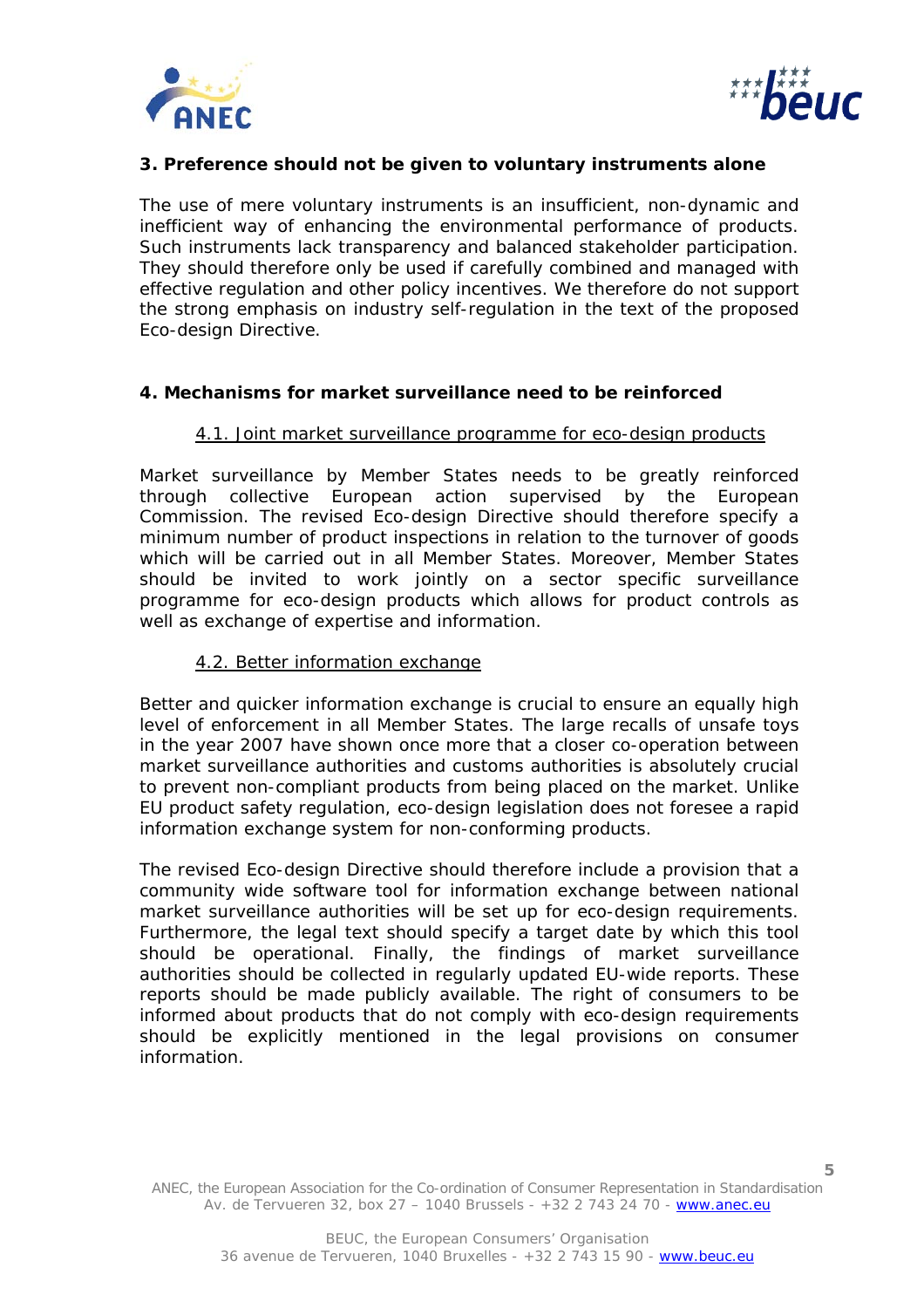### 3. Preference should not be given to voluntary instruments alone

The use of mere voluntary instruments is an insufficient, non-dynamic and inefficient way of enhancing the environmental performance of products. Such instruments lack transparency and balanced stakeholder participation. They should therefore only be used if carefully combined and managed with effective regulation and other policy incentives. We therefore do not support the strong emphasis on industry self-regulation in the text of the proposed Eco-design Directive.

### 4. Mechanisms for market surveillance need to be reinforced

#### 4.1. Joint market surveillance programme for eco-design products

Market surveillance by Member States needs to be greatly reinforced through collective European action supervised by the European Commission. The revised Eco-design Directive should therefore specify a minimum number of product inspections in relation to the turnover of goods which will be carried out in all Member States. Moreover, Member States should be invited to work jointly on a sector specific surveillance programme for eco-design products which allows for product controls as well as exchange of expertise and information.

#### 4.2. Better information exchange

Better and quicker information exchange is crucial to ensure an equally high level of enforcement in all Member States. The large recalls of unsafe toys in the year 2007 have shown once more that a closer co-operation between market surveillance authorities and customs authorities is absolutely crucial to prevent non-compliant products from being placed on the market. Unlike EU product safety regulation, eco-design legislation does not foresee a rapid information exchange system for non-conforming products.

The revised Eco-design Directive should therefore include a provision that a community wide software tool for information exchange between national market surveillance authorities will be set up for eco-design requirements. Furthermore, the legal text should specify a target date by which this tool should be operational. Finally, the findings of market surveillance authorities should be collected in regularly updated EU-wide reports. These reports should be made publicly available. The right of consumers to be informed about products that do not comply with eco-design requirements should be explicitly mentioned in the legal provisions on consumer information.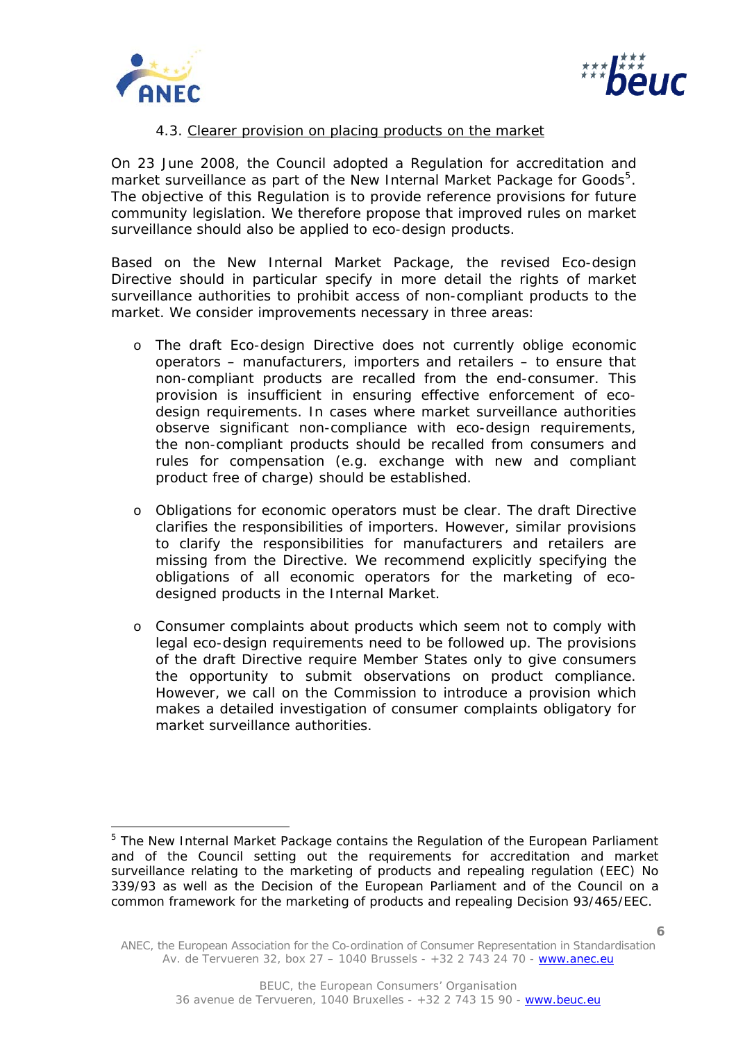### 4.3. Clearer provision on placing products on the market

On 23 June 2008, the Council adopted a Regulation for accreditation and market surveillance as part of the New Internal Market Package for Goods[5]. The objective of this Regulation is to provide reference provisions for future community legislation. We therefore propose that improved rules on market surveillance should also be applied to eco-design products.

Based on the New Internal Market Package, the revised Eco-design Directive should in particular specify in more detail the rights of market surveillance authorities to prohibit access of non-compliant products to the market. We consider improvements necessary in three areas:

- The draft Eco-design Directive does not currently oblige economic operators – manufacturers, importers and retailers – to ensure that non-compliant products are recalled from the end-consumer. This provision is insufficient in ensuring effective enforcement of eco-design requirements. In cases where market surveillance authorities observe significant non-compliance with eco-design requirements, the non-compliant products should be recalled from consumers and rules for compensation (e.g. exchange with new and compliant product free of charge) should be established.

- Obligations for economic operators must be clear. The draft Directive clarifies the responsibilities of importers. However, similar provisions to clarify the responsibilities for manufacturers and retailers are missing from the Directive. We recommend explicitly specifying the obligations of all economic operators for the marketing of eco-designed products in the Internal Market.

- Consumer complaints about products which seem not to comply with legal eco-design requirements need to be followed up. The provisions of the draft Directive require Member States only to give consumers the opportunity to submit observations on product compliance. However, we call on the Commission to introduce a provision which makes a detailed investigation of consumer complaints obligatory for market surveillance authorities.

---

[5] The New Internal Market Package contains the Regulation of the European Parliament and of the Council setting out the requirements for accreditation and market surveillance relating to the marketing of products and repealing regulation (EEC) No 339/93 as well as the Decision of the European Parliament and of the Council on a common framework for the marketing of products and repealing Decision 93/465/EEC.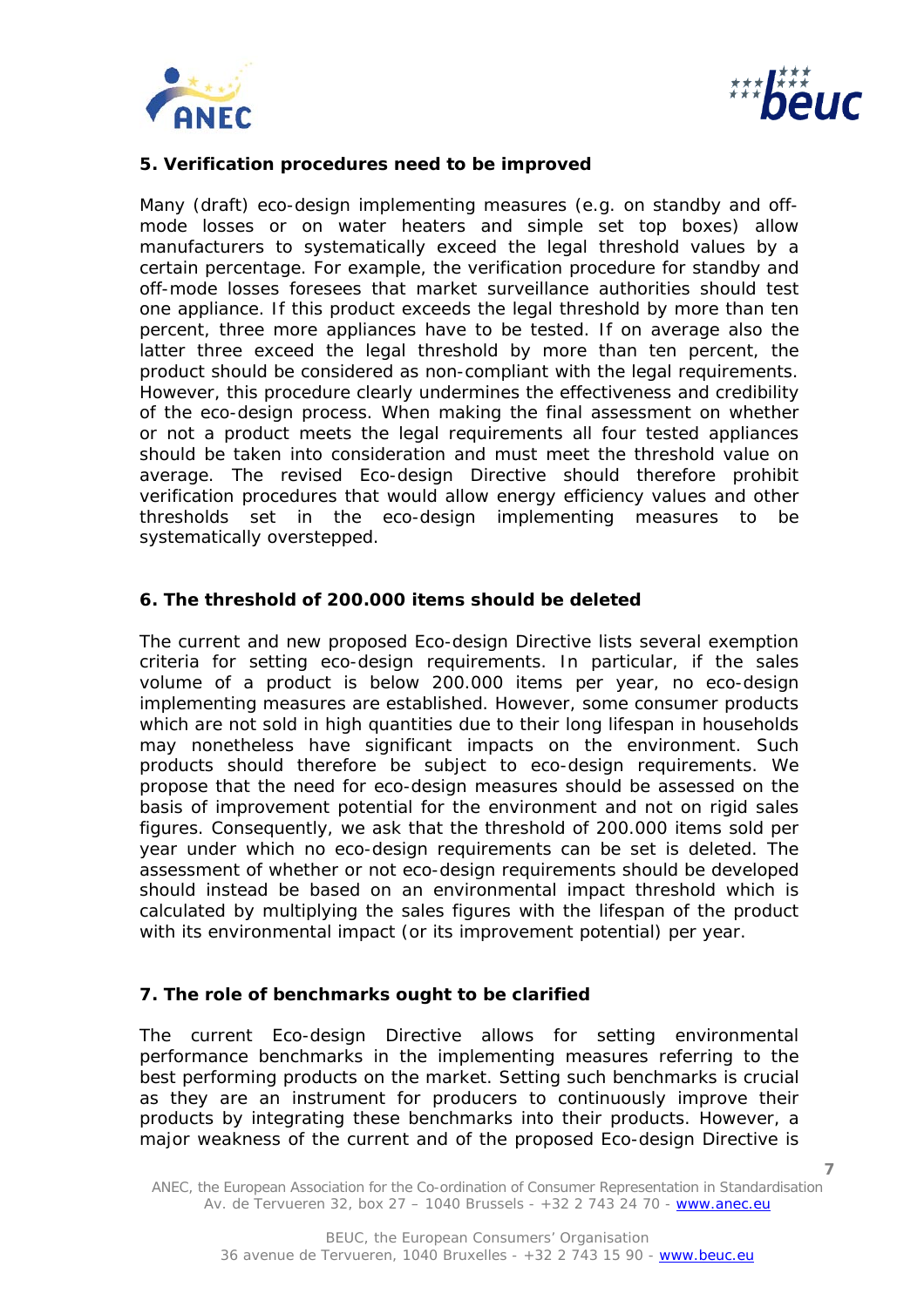**5. Verification procedures need to be improved**

Many (draft) eco-design implementing measures (e.g. on standby and off-mode losses or on water heaters and simple set top boxes) allow manufacturers to systematically exceed the legal threshold values by a certain percentage. For example, the verification procedure for standby and off-mode losses foresees that market surveillance authorities should test one appliance. If this product exceeds the legal threshold by more than ten percent, three more appliances have to be tested. If on average also the latter three exceed the legal threshold by more than ten percent, the product should be considered as non-compliant with the legal requirements. However, this procedure clearly undermines the effectiveness and credibility of the eco-design process. When making the final assessment on whether or not a product meets the legal requirements all four tested appliances should be taken into consideration and must meet the threshold value on average. The revised Eco-design Directive should therefore prohibit verification procedures that would allow energy efficiency values and other thresholds set in the eco-design implementing measures to be systematically overstepped.

**6. The threshold of 200.000 items should be deleted**

The current and new proposed Eco-design Directive lists several exemption criteria for setting eco-design requirements. In particular, if the sales volume of a product is below 200.000 items per year, no eco-design implementing measures are established. However, some consumer products which are not sold in high quantities due to their long lifespan in households may nonetheless have significant impacts on the environment. Such products should therefore be subject to eco-design requirements. We propose that the need for eco-design measures should be assessed on the basis of improvement potential for the environment and not on rigid sales figures. Consequently, we ask that the threshold of 200.000 items sold per year under which no eco-design requirements can be set is deleted. The assessment of whether or not eco-design requirements should be developed should instead be based on an environmental impact threshold which is calculated by multiplying the sales figures with the lifespan of the product with its environmental impact (or its improvement potential) per year.

**7. The role of benchmarks ought to be clarified**

The current Eco-design Directive allows for setting environmental performance benchmarks in the implementing measures referring to the best performing products on the market. Setting such benchmarks is crucial as they are an instrument for producers to continuously improve their products by integrating these benchmarks into their products. However, a major weakness of the current and of the proposed Eco-design Directive is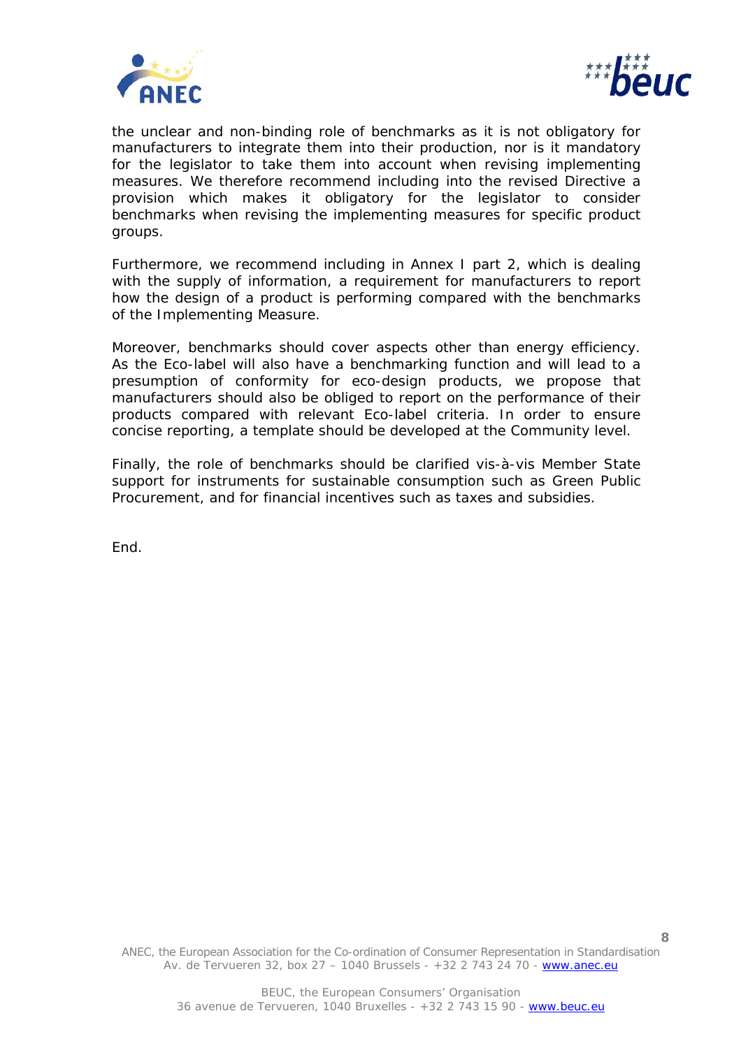the unclear and non-binding role of benchmarks as it is not obligatory for manufacturers to integrate them into their production, nor is it mandatory for the legislator to take them into account when revising implementing measures. We therefore recommend including into the revised Directive a provision which makes it obligatory for the legislator to consider benchmarks when revising the implementing measures for specific product groups.

Furthermore, we recommend including in Annex I part 2, which is dealing with the supply of information, a requirement for manufacturers to report how the design of a product is performing compared with the benchmarks of the Implementing Measure.

Moreover, benchmarks should cover aspects other than energy efficiency. As the Eco-label will also have a benchmarking function and will lead to a presumption of conformity for eco-design products, we propose that manufacturers should also be obliged to report on the performance of their products compared with relevant Eco-label criteria. In order to ensure concise reporting, a template should be developed at the Community level.

Finally, the role of benchmarks should be clarified vis-à-vis Member State support for instruments for sustainable consumption such as Green Public Procurement, and for financial incentives such as taxes and subsidies.

End.